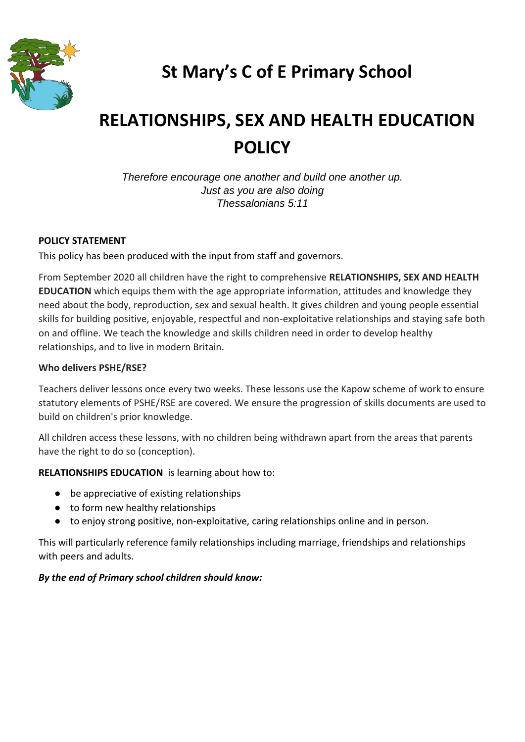# St Mary's C of E Primary School

# RELATIONSHIPS, SEX AND HEALTH EDUCATION POLICY

*Therefore encourage one another and build one another up.*
*Just as you are also doing*
*Thessalonians 5:11*

**POLICY STATEMENT**

This policy has been produced with the input from staff and governors.

From September 2020 all children have the right to comprehensive **RELATIONSHIPS, SEX AND HEALTH EDUCATION** which equips them with the age appropriate information, attitudes and knowledge they need about the body, reproduction, sex and sexual health. It gives children and young people essential skills for building positive, enjoyable, respectful and non-exploitative relationships and staying safe both on and offline. We teach the knowledge and skills children need in order to develop healthy relationships, and to live in modern Britain.

**Who delivers PSHE/RSE?**

Teachers deliver lessons once every two weeks. These lessons use the Kapow scheme of work to ensure statutory elements of PSHE/RSE are covered. We ensure the progression of skills documents are used to build on children's prior knowledge.

All children access these lessons, with no children being withdrawn apart from the areas that parents have the right to do so (conception).

**RELATIONSHIPS EDUCATION** is learning about how to:

- be appreciative of existing relationships
- to form new healthy relationships
- to enjoy strong positive, non-exploitative, caring relationships online and in person.

This will particularly reference family relationships including marriage, friendships and relationships with peers and adults.

***By the end of Primary school children should know:***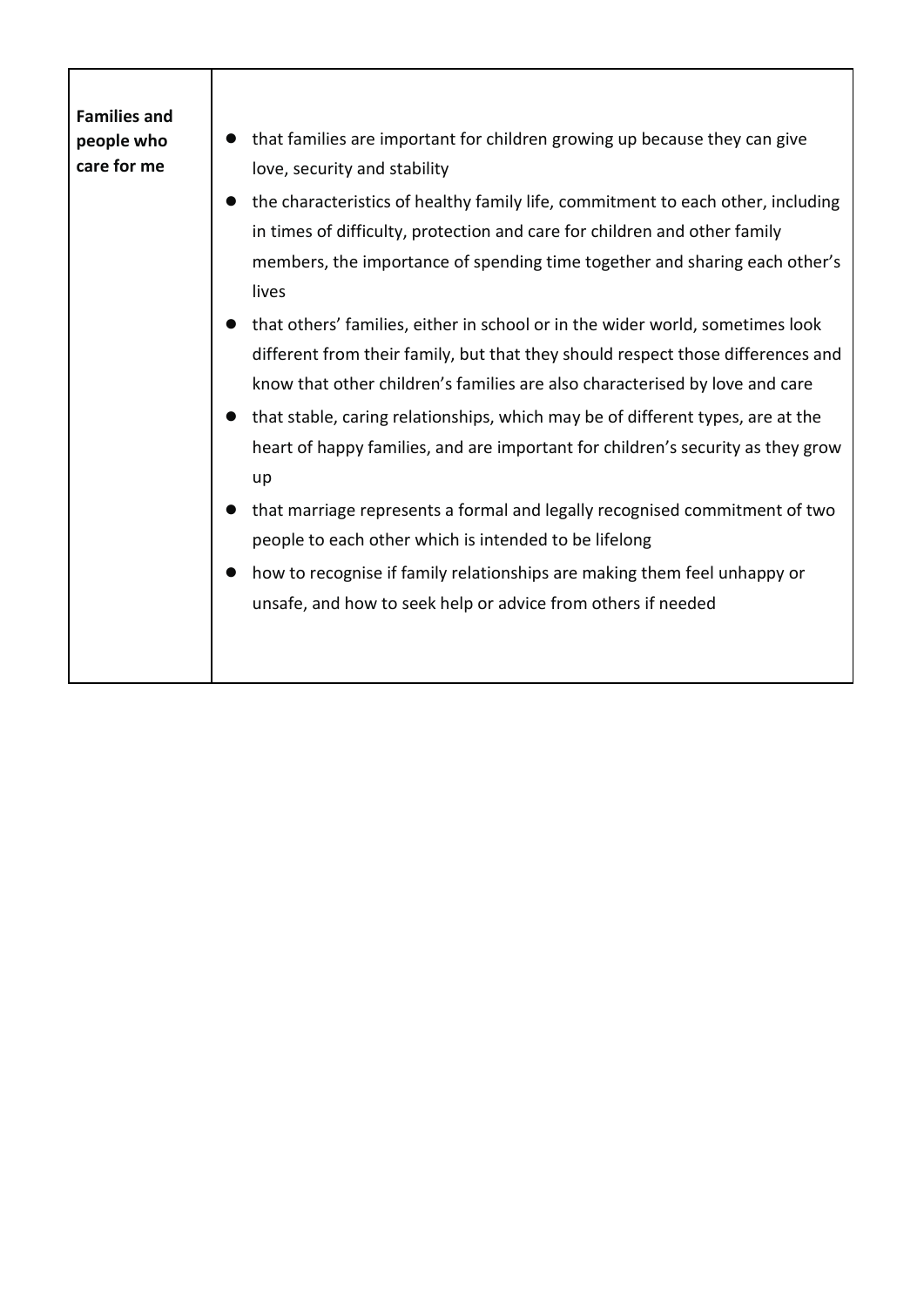| **Families and people who care for me** | <ul><li>that families are important for children growing up because they can give love, security and stability</li><li>the characteristics of healthy family life, commitment to each other, including in times of difficulty, protection and care for children and other family members, the importance of spending time together and sharing each other's lives</li><li>that others' families, either in school or in the wider world, sometimes look different from their family, but that they should respect those differences and know that other children's families are also characterised by love and care</li><li>that stable, caring relationships, which may be of different types, are at the heart of happy families, and are important for children's security as they grow up</li><li>that marriage represents a formal and legally recognised commitment of two people to each other which is intended to be lifelong</li><li>how to recognise if family relationships are making them feel unhappy or unsafe, and how to seek help or advice from others if needed</li></ul> |
|---|---|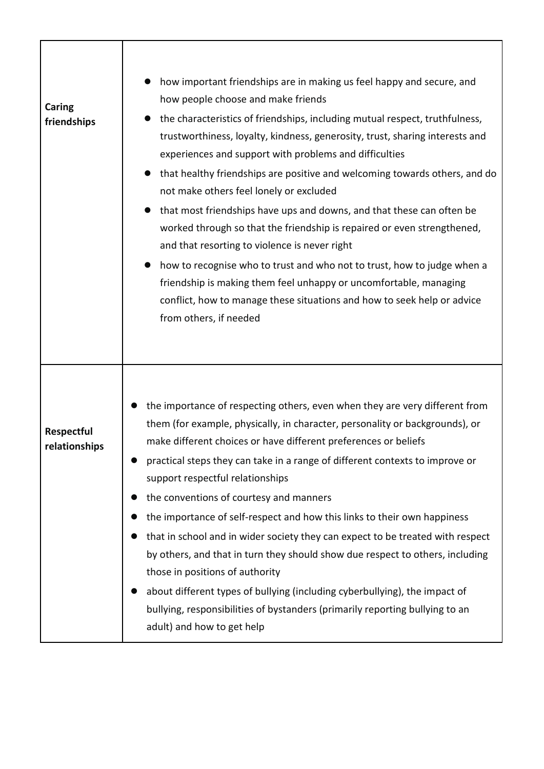| | |
|---|---|
| **Caring friendships** | • how important friendships are in making us feel happy and secure, and how people choose and make friends<br>• the characteristics of friendships, including mutual respect, truthfulness, trustworthiness, loyalty, kindness, generosity, trust, sharing interests and experiences and support with problems and difficulties<br>• that healthy friendships are positive and welcoming towards others, and do not make others feel lonely or excluded<br>• that most friendships have ups and downs, and that these can often be worked through so that the friendship is repaired or even strengthened, and that resorting to violence is never right<br>• how to recognise who to trust and who not to trust, how to judge when a friendship is making them feel unhappy or uncomfortable, managing conflict, how to manage these situations and how to seek help or advice from others, if needed |
| **Respectful relationships** | • the importance of respecting others, even when they are very different from them (for example, physically, in character, personality or backgrounds), or make different choices or have different preferences or beliefs<br>• practical steps they can take in a range of different contexts to improve or support respectful relationships<br>• the conventions of courtesy and manners<br>• the importance of self-respect and how this links to their own happiness<br>• that in school and in wider society they can expect to be treated with respect by others, and that in turn they should show due respect to others, including those in positions of authority<br>• about different types of bullying (including cyberbullying), the impact of bullying, responsibilities of bystanders (primarily reporting bullying to an adult) and how to get help |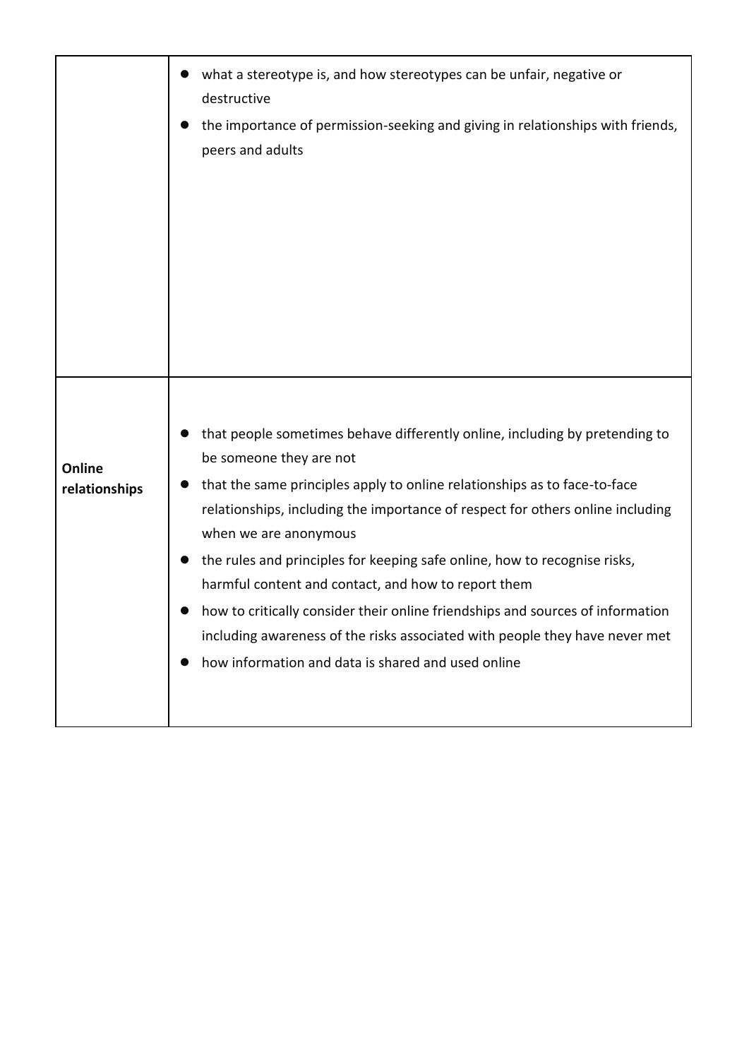| | |
|---|---|
| | <ul><li>what a stereotype is, and how stereotypes can be unfair, negative or destructive</li><li>the importance of permission-seeking and giving in relationships with friends, peers and adults</li></ul> |
| **Online relationships** | <ul><li>that people sometimes behave differently online, including by pretending to be someone they are not</li><li>that the same principles apply to online relationships as to face-to-face relationships, including the importance of respect for others online including when we are anonymous</li><li>the rules and principles for keeping safe online, how to recognise risks, harmful content and contact, and how to report them</li><li>how to critically consider their online friendships and sources of information including awareness of the risks associated with people they have never met</li><li>how information and data is shared and used online</li></ul> |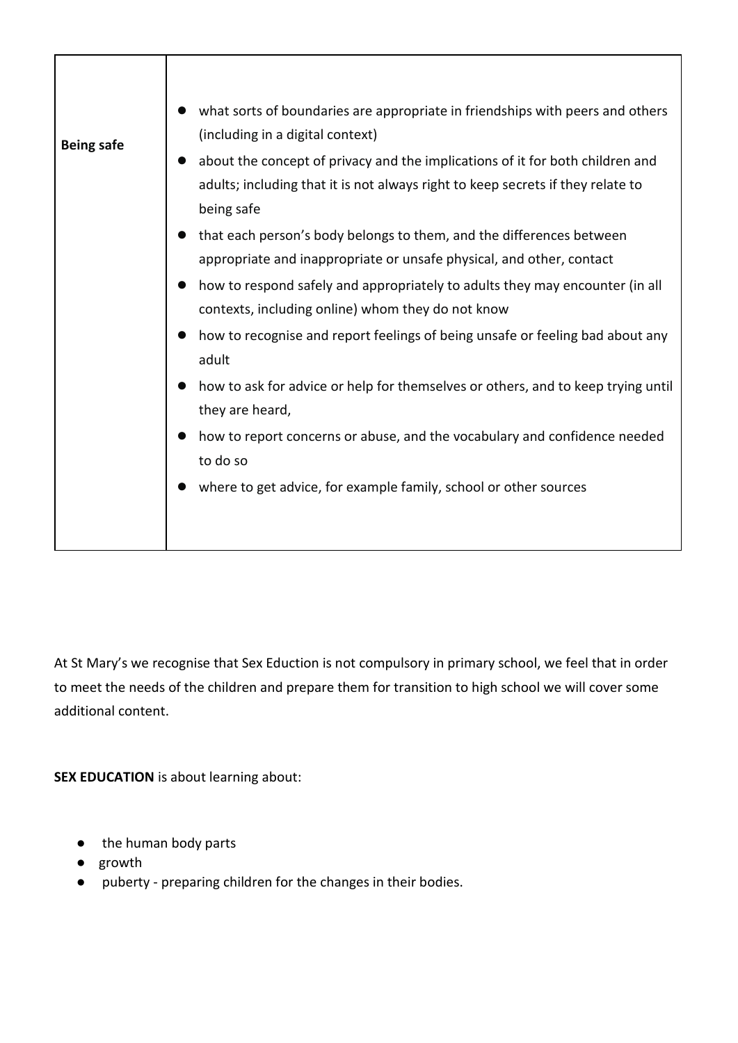| | |
|---|---|
| **Being safe** | <ul><li>what sorts of boundaries are appropriate in friendships with peers and others (including in a digital context)</li><li>about the concept of privacy and the implications of it for both children and adults; including that it is not always right to keep secrets if they relate to being safe</li><li>that each person's body belongs to them, and the differences between appropriate and inappropriate or unsafe physical, and other, contact</li><li>how to respond safely and appropriately to adults they may encounter (in all contexts, including online) whom they do not know</li><li>how to recognise and report feelings of being unsafe or feeling bad about any adult</li><li>how to ask for advice or help for themselves or others, and to keep trying until they are heard,</li><li>how to report concerns or abuse, and the vocabulary and confidence needed to do so</li><li>where to get advice, for example family, school or other sources</li></ul> |

At St Mary's we recognise that Sex Eduction is not compulsory in primary school, we feel that in order to meet the needs of the children and prepare them for transition to high school we will cover some additional content.

**SEX EDUCATION** is about learning about:

- the human body parts
- growth
- puberty - preparing children for the changes in their bodies.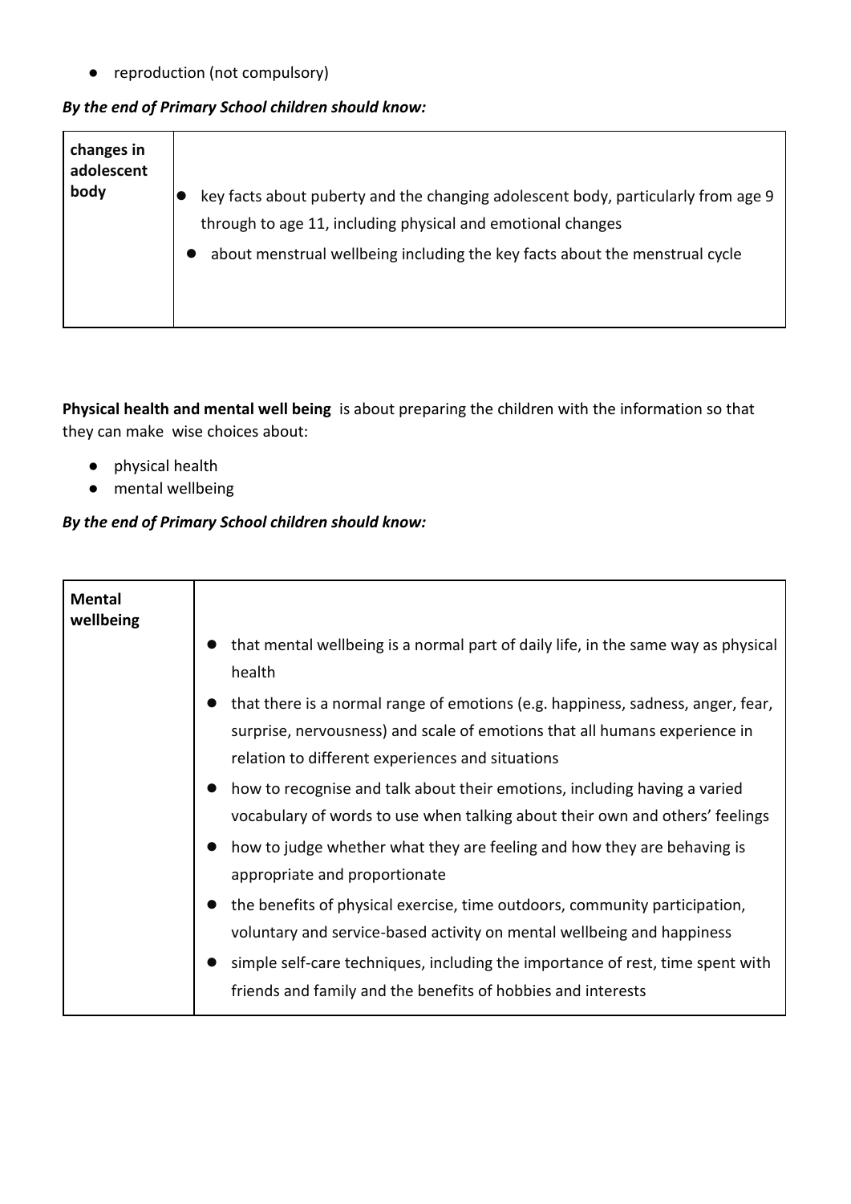- reproduction (not compulsory)

***By the end of Primary School children should know:***

| **changes in adolescent body** | <ul><li>key facts about puberty and the changing adolescent body, particularly from age 9 through to age 11, including physical and emotional changes</li><li>about menstrual wellbeing including the key facts about the menstrual cycle</li></ul> |
|---|---|

**Physical health and mental well being** is about preparing the children with the information so that they can make wise choices about:

- physical health
- mental wellbeing

***By the end of Primary School children should know:***

| **Mental wellbeing** | <ul><li>that mental wellbeing is a normal part of daily life, in the same way as physical health</li><li>that there is a normal range of emotions (e.g. happiness, sadness, anger, fear, surprise, nervousness) and scale of emotions that all humans experience in relation to different experiences and situations</li><li>how to recognise and talk about their emotions, including having a varied vocabulary of words to use when talking about their own and others' feelings</li><li>how to judge whether what they are feeling and how they are behaving is appropriate and proportionate</li><li>the benefits of physical exercise, time outdoors, community participation, voluntary and service-based activity on mental wellbeing and happiness</li><li>simple self-care techniques, including the importance of rest, time spent with friends and family and the benefits of hobbies and interests</li></ul> |
|---|---|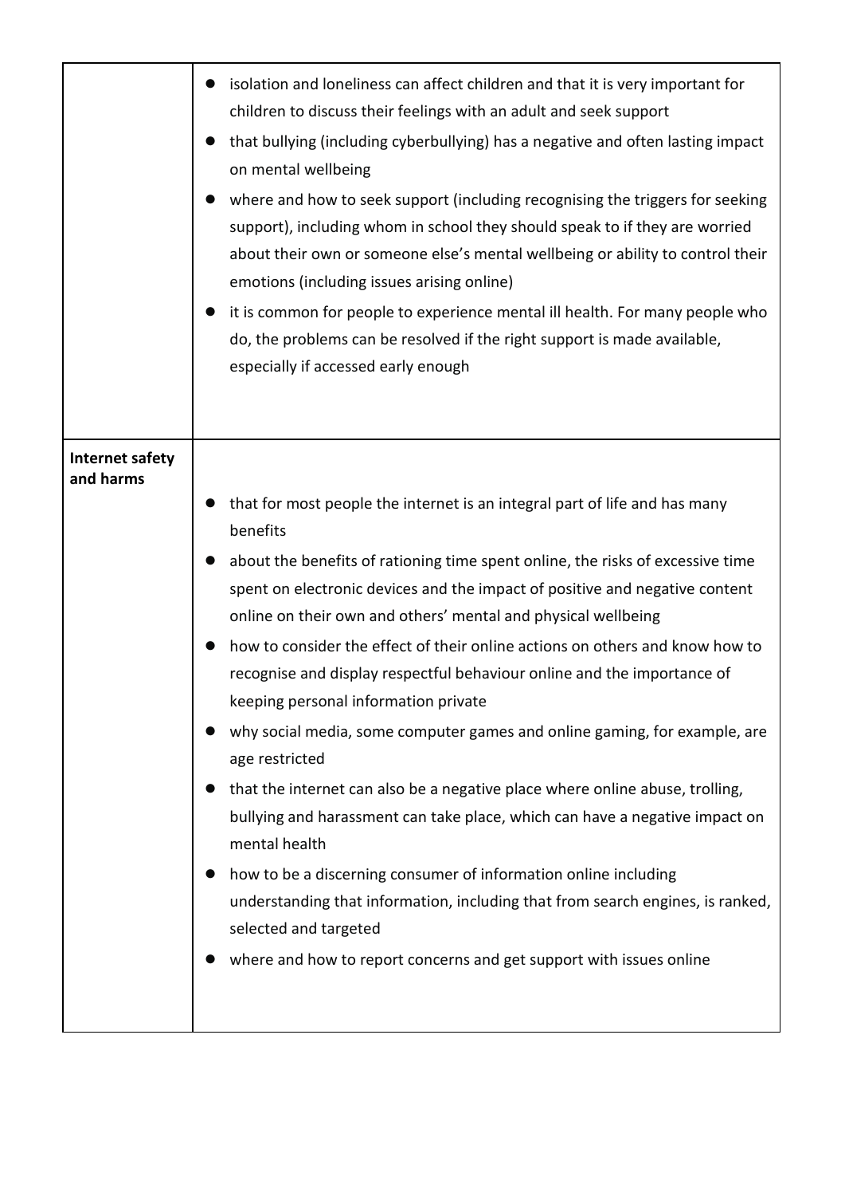| | |
|---|---|
| | <ul><li>isolation and loneliness can affect children and that it is very important for children to discuss their feelings with an adult and seek support</li><li>that bullying (including cyberbullying) has a negative and often lasting impact on mental wellbeing</li><li>where and how to seek support (including recognising the triggers for seeking support), including whom in school they should speak to if they are worried about their own or someone else's mental wellbeing or ability to control their emotions (including issues arising online)</li><li>it is common for people to experience mental ill health. For many people who do, the problems can be resolved if the right support is made available, especially if accessed early enough</li></ul> |
| **Internet safety and harms** | <ul><li>that for most people the internet is an integral part of life and has many benefits</li><li>about the benefits of rationing time spent online, the risks of excessive time spent on electronic devices and the impact of positive and negative content online on their own and others' mental and physical wellbeing</li><li>how to consider the effect of their online actions on others and know how to recognise and display respectful behaviour online and the importance of keeping personal information private</li><li>why social media, some computer games and online gaming, for example, are age restricted</li><li>that the internet can also be a negative place where online abuse, trolling, bullying and harassment can take place, which can have a negative impact on mental health</li><li>how to be a discerning consumer of information online including understanding that information, including that from search engines, is ranked, selected and targeted</li><li>where and how to report concerns and get support with issues online</li></ul> |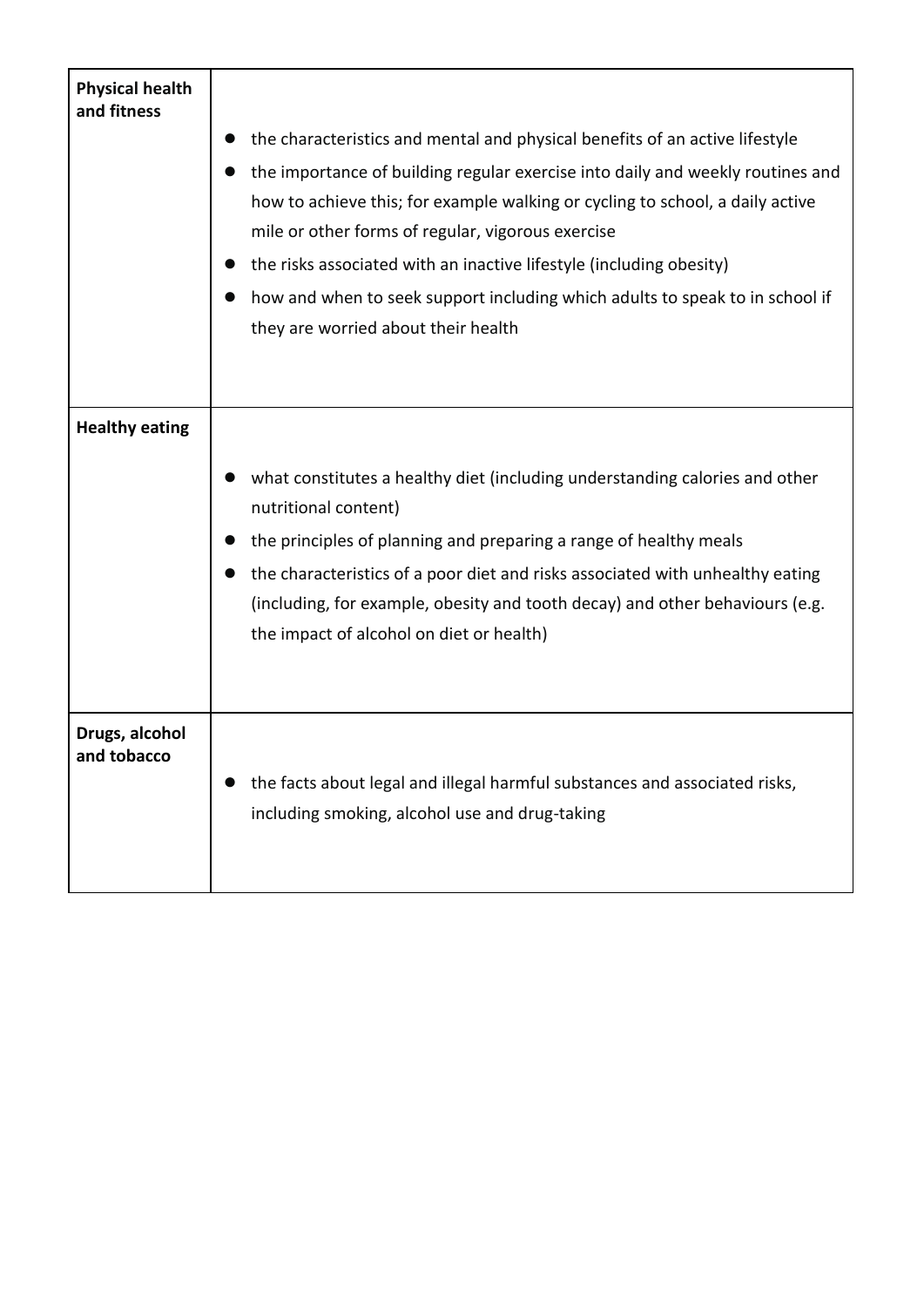| | |
|---|---|
| **Physical health and fitness** | <ul><li>the characteristics and mental and physical benefits of an active lifestyle</li><li>the importance of building regular exercise into daily and weekly routines and how to achieve this; for example walking or cycling to school, a daily active mile or other forms of regular, vigorous exercise</li><li>the risks associated with an inactive lifestyle (including obesity)</li><li>how and when to seek support including which adults to speak to in school if they are worried about their health</li></ul> |
| **Healthy eating** | <ul><li>what constitutes a healthy diet (including understanding calories and other nutritional content)</li><li>the principles of planning and preparing a range of healthy meals</li><li>the characteristics of a poor diet and risks associated with unhealthy eating (including, for example, obesity and tooth decay) and other behaviours (e.g. the impact of alcohol on diet or health)</li></ul> |
| **Drugs, alcohol and tobacco** | <ul><li>the facts about legal and illegal harmful substances and associated risks, including smoking, alcohol use and drug-taking</li></ul> |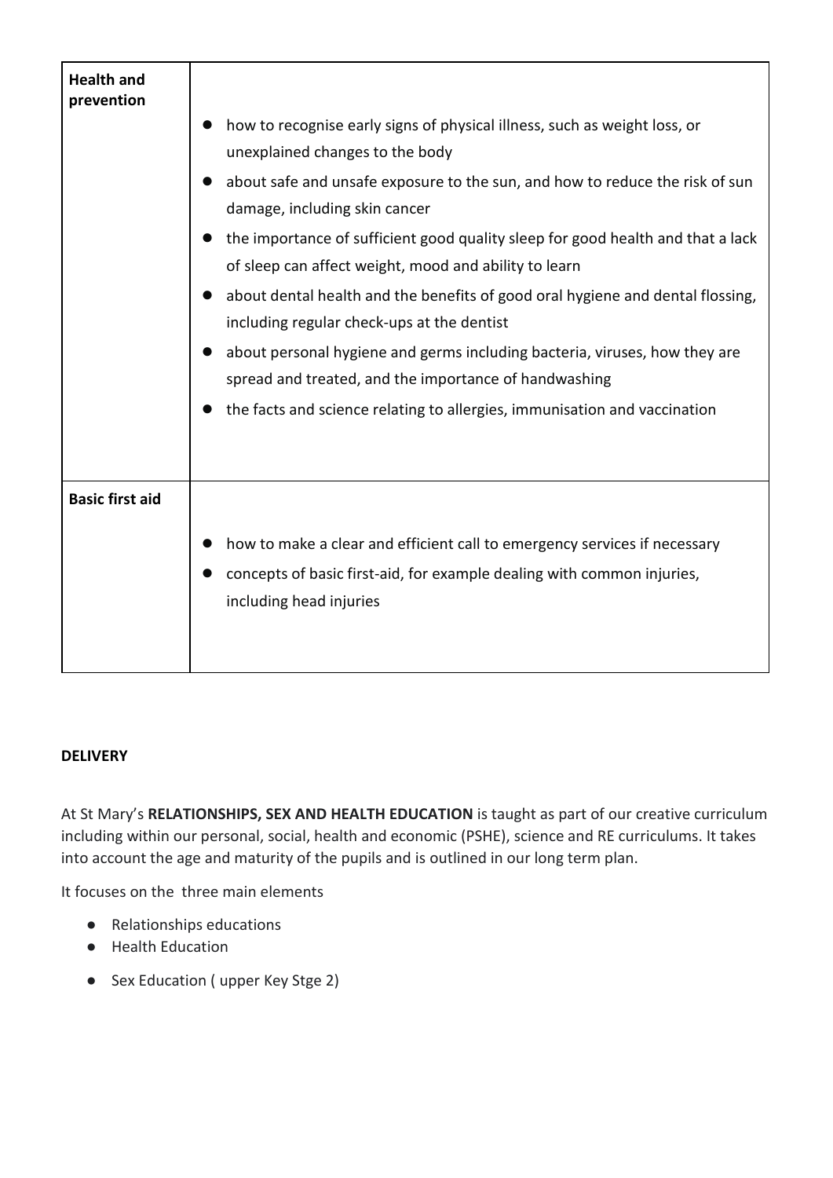| | |
|---|---|
| **Health and prevention** | • how to recognise early signs of physical illness, such as weight loss, or unexplained changes to the body<br>• about safe and unsafe exposure to the sun, and how to reduce the risk of sun damage, including skin cancer<br>• the importance of sufficient good quality sleep for good health and that a lack of sleep can affect weight, mood and ability to learn<br>• about dental health and the benefits of good oral hygiene and dental flossing, including regular check-ups at the dentist<br>• about personal hygiene and germs including bacteria, viruses, how they are spread and treated, and the importance of handwashing<br>• the facts and science relating to allergies, immunisation and vaccination |
| **Basic first aid** | • how to make a clear and efficient call to emergency services if necessary<br>• concepts of basic first-aid, for example dealing with common injuries, including head injuries |

**DELIVERY**

At St Mary's **RELATIONSHIPS, SEX AND HEALTH EDUCATION** is taught as part of our creative curriculum including within our personal, social, health and economic (PSHE), science and RE curriculums. It takes into account the age and maturity of the pupils and is outlined in our long term plan.

It focuses on the three main elements

- Relationships educations
- Health Education
- Sex Education ( upper Key Stge 2)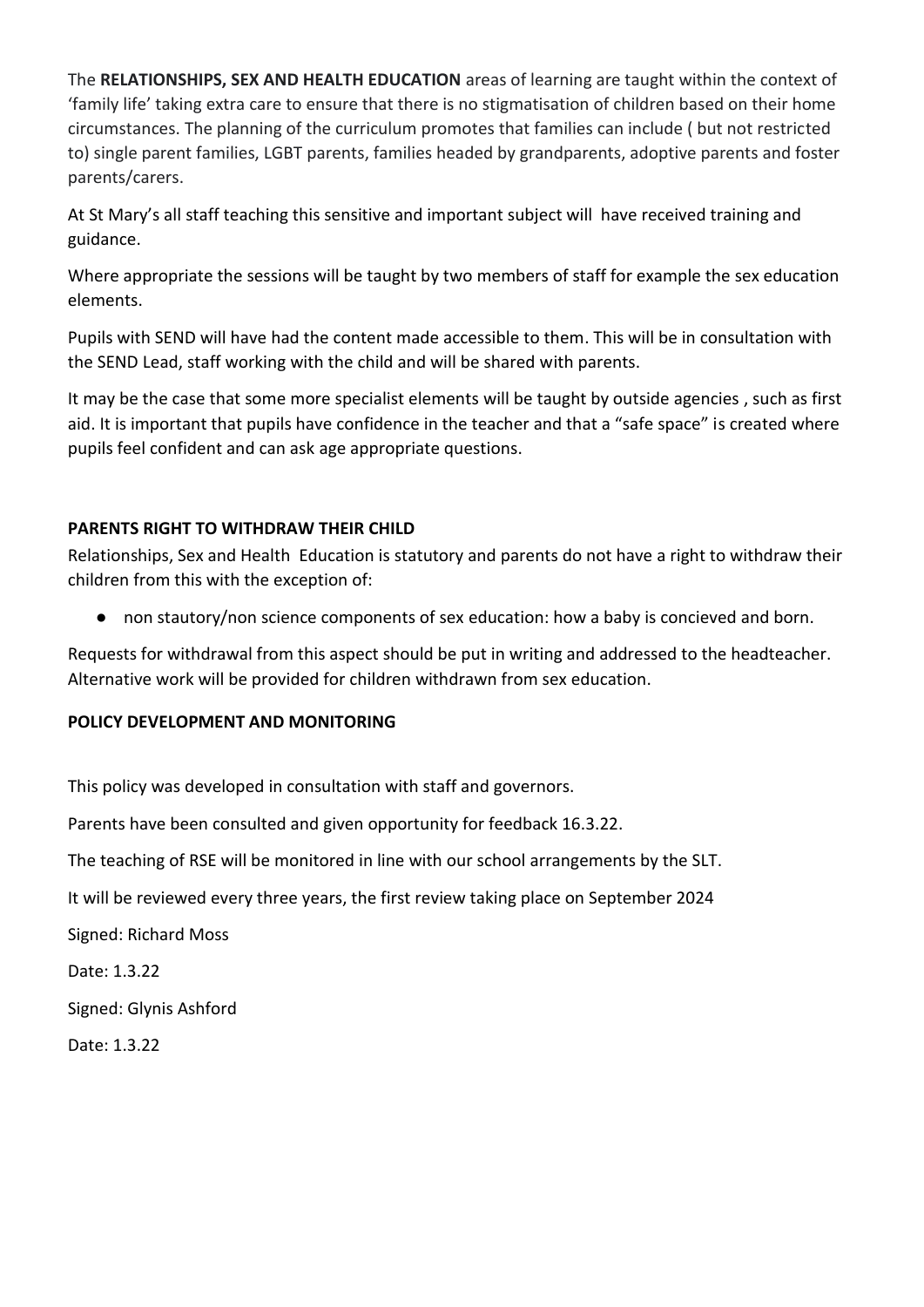The **RELATIONSHIPS, SEX AND HEALTH EDUCATION** areas of learning are taught within the context of 'family life' taking extra care to ensure that there is no stigmatisation of children based on their home circumstances. The planning of the curriculum promotes that families can include ( but not restricted to) single parent families, LGBT parents, families headed by grandparents, adoptive parents and foster parents/carers.

At St Mary's all staff teaching this sensitive and important subject will have received training and guidance.

Where appropriate the sessions will be taught by two members of staff for example the sex education elements.

Pupils with SEND will have had the content made accessible to them. This will be in consultation with the SEND Lead, staff working with the child and will be shared with parents.

It may be the case that some more specialist elements will be taught by outside agencies , such as first aid. It is important that pupils have confidence in the teacher and that a "safe space" is created where pupils feel confident and can ask age appropriate questions.

**PARENTS RIGHT TO WITHDRAW THEIR CHILD**

Relationships, Sex and Health Education is statutory and parents do not have a right to withdraw their children from this with the exception of:

- non stautory/non science components of sex education: how a baby is concieved and born.

Requests for withdrawal from this aspect should be put in writing and addressed to the headteacher. Alternative work will be provided for children withdrawn from sex education.

**POLICY DEVELOPMENT AND MONITORING**

This policy was developed in consultation with staff and governors.

Parents have been consulted and given opportunity for feedback 16.3.22.

The teaching of RSE will be monitored in line with our school arrangements by the SLT.

It will be reviewed every three years, the first review taking place on September 2024

Signed: Richard Moss

Date: 1.3.22

Signed: Glynis Ashford

Date: 1.3.22